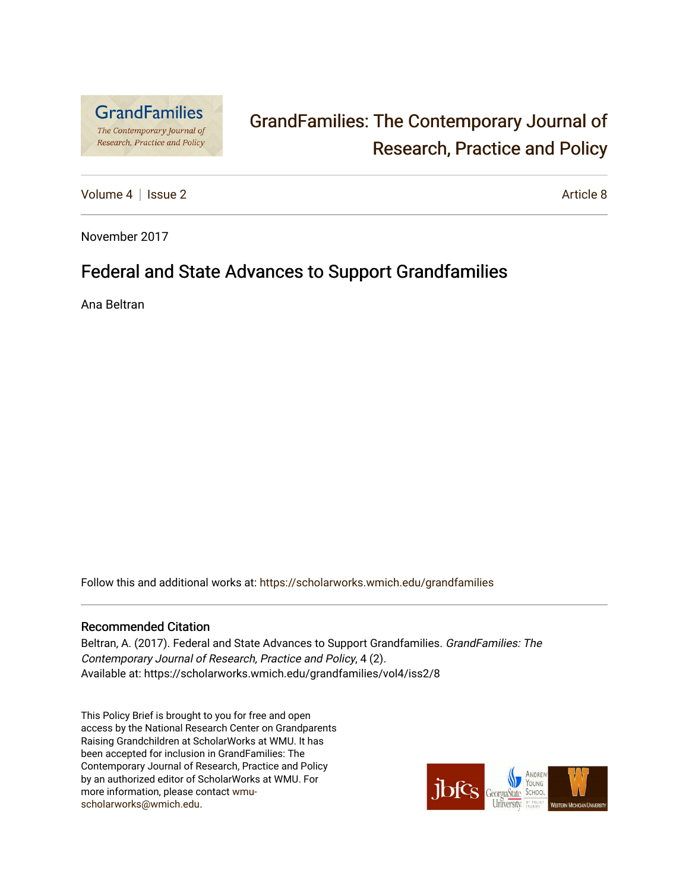# GrandFamilies: The Contemporary Journal of Research, Practice and Policy

Volume 4 | Issue 2 Article 8

November 2017

## Federal and State Advances to Support Grandfamilies

Ana Beltran

Follow this and additional works at: https://scholarworks.wmich.edu/grandfamilies

### Recommended Citation

Beltran, A. (2017). Federal and State Advances to Support Grandfamilies. *GrandFamilies: The Contemporary Journal of Research, Practice and Policy*, 4 (2).
Available at: https://scholarworks.wmich.edu/grandfamilies/vol4/iss2/8

This Policy Brief is brought to you for free and open access by the National Research Center on Grandparents Raising Grandchildren at ScholarWorks at WMU. It has been accepted for inclusion in GrandFamilies: The Contemporary Journal of Research, Practice and Policy by an authorized editor of ScholarWorks at WMU. For more information, please contact wmu-scholarworks@wmich.edu.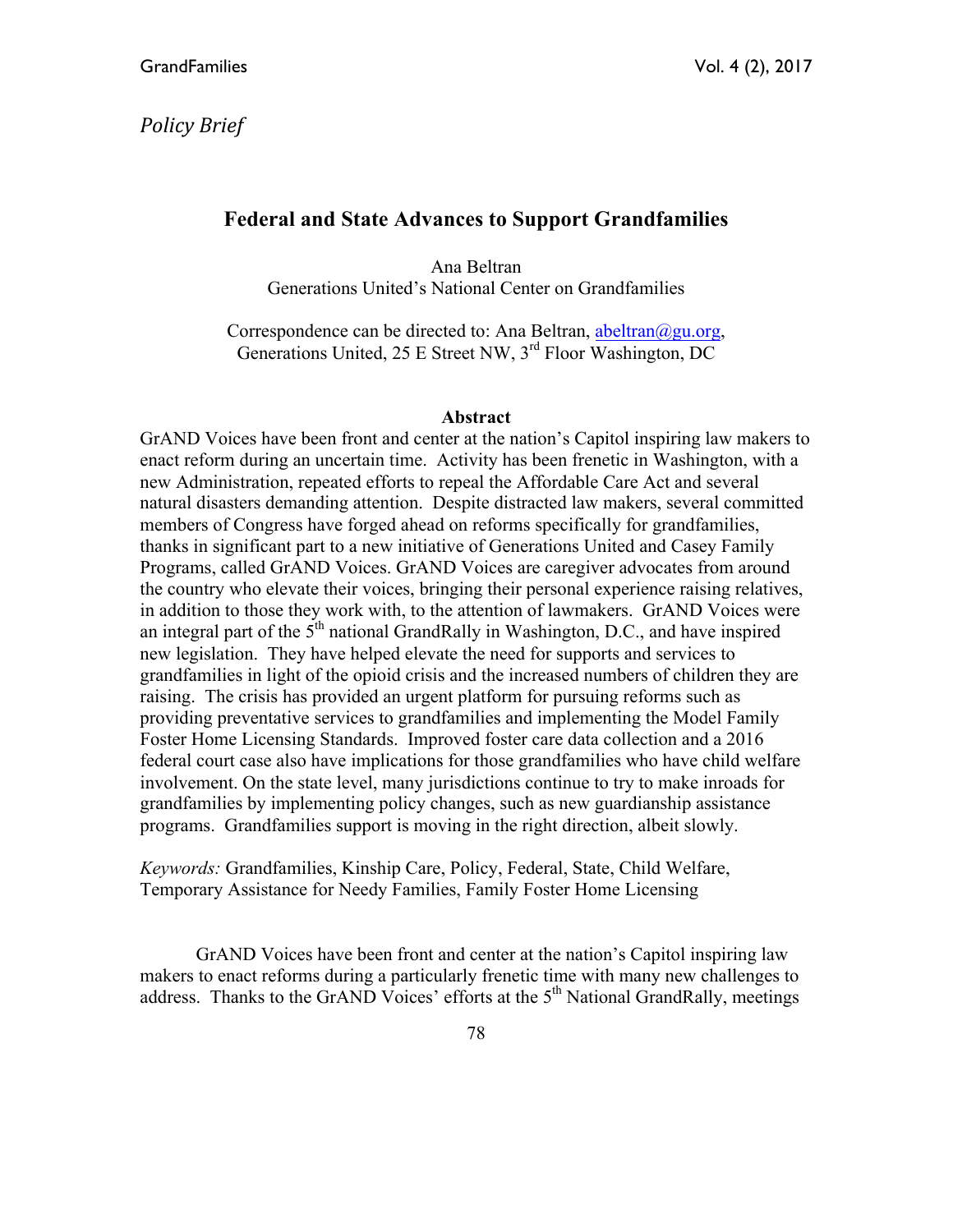*Policy Brief*

# Federal and State Advances to Support Grandfamilies

Ana Beltran
Generations United's National Center on Grandfamilies

Correspondence can be directed to: Ana Beltran, abeltran@gu.org, Generations United, 25 E Street NW, 3rd Floor Washington, DC

## Abstract

GrAND Voices have been front and center at the nation's Capitol inspiring law makers to enact reform during an uncertain time. Activity has been frenetic in Washington, with a new Administration, repeated efforts to repeal the Affordable Care Act and several natural disasters demanding attention. Despite distracted law makers, several committed members of Congress have forged ahead on reforms specifically for grandfamilies, thanks in significant part to a new initiative of Generations United and Casey Family Programs, called GrAND Voices. GrAND Voices are caregiver advocates from around the country who elevate their voices, bringing their personal experience raising relatives, in addition to those they work with, to the attention of lawmakers. GrAND Voices were an integral part of the 5th national GrandRally in Washington, D.C., and have inspired new legislation. They have helped elevate the need for supports and services to grandfamilies in light of the opioid crisis and the increased numbers of children they are raising. The crisis has provided an urgent platform for pursuing reforms such as providing preventative services to grandfamilies and implementing the Model Family Foster Home Licensing Standards. Improved foster care data collection and a 2016 federal court case also have implications for those grandfamilies who have child welfare involvement. On the state level, many jurisdictions continue to try to make inroads for grandfamilies by implementing policy changes, such as new guardianship assistance programs. Grandfamilies support is moving in the right direction, albeit slowly.

*Keywords:* Grandfamilies, Kinship Care, Policy, Federal, State, Child Welfare, Temporary Assistance for Needy Families, Family Foster Home Licensing

GrAND Voices have been front and center at the nation's Capitol inspiring law makers to enact reforms during a particularly frenetic time with many new challenges to address. Thanks to the GrAND Voices' efforts at the 5th National GrandRally, meetings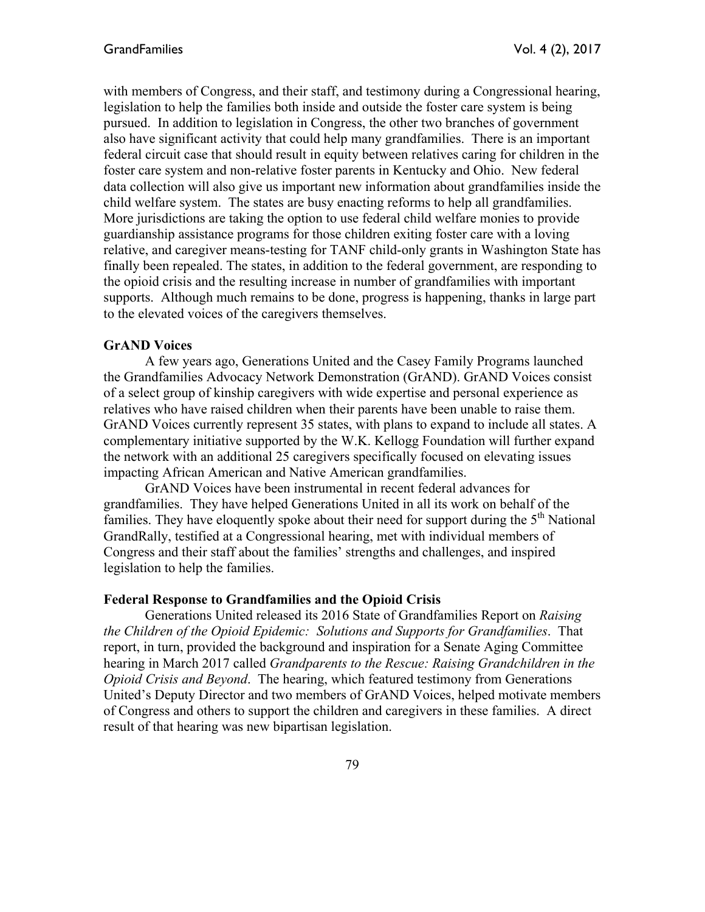with members of Congress, and their staff, and testimony during a Congressional hearing, legislation to help the families both inside and outside the foster care system is being pursued. In addition to legislation in Congress, the other two branches of government also have significant activity that could help many grandfamilies. There is an important federal circuit case that should result in equity between relatives caring for children in the foster care system and non-relative foster parents in Kentucky and Ohio. New federal data collection will also give us important new information about grandfamilies inside the child welfare system. The states are busy enacting reforms to help all grandfamilies. More jurisdictions are taking the option to use federal child welfare monies to provide guardianship assistance programs for those children exiting foster care with a loving relative, and caregiver means-testing for TANF child-only grants in Washington State has finally been repealed. The states, in addition to the federal government, are responding to the opioid crisis and the resulting increase in number of grandfamilies with important supports. Although much remains to be done, progress is happening, thanks in large part to the elevated voices of the caregivers themselves.

**GrAND Voices**

A few years ago, Generations United and the Casey Family Programs launched the Grandfamilies Advocacy Network Demonstration (GrAND). GrAND Voices consist of a select group of kinship caregivers with wide expertise and personal experience as relatives who have raised children when their parents have been unable to raise them. GrAND Voices currently represent 35 states, with plans to expand to include all states. A complementary initiative supported by the W.K. Kellogg Foundation will further expand the network with an additional 25 caregivers specifically focused on elevating issues impacting African American and Native American grandfamilies.

GrAND Voices have been instrumental in recent federal advances for grandfamilies. They have helped Generations United in all its work on behalf of the families. They have eloquently spoke about their need for support during the 5th National GrandRally, testified at a Congressional hearing, met with individual members of Congress and their staff about the families' strengths and challenges, and inspired legislation to help the families.

**Federal Response to Grandfamilies and the Opioid Crisis**

Generations United released its 2016 State of Grandfamilies Report on *Raising the Children of the Opioid Epidemic: Solutions and Supports for Grandfamilies*. That report, in turn, provided the background and inspiration for a Senate Aging Committee hearing in March 2017 called *Grandparents to the Rescue: Raising Grandchildren in the Opioid Crisis and Beyond*. The hearing, which featured testimony from Generations United's Deputy Director and two members of GrAND Voices, helped motivate members of Congress and others to support the children and caregivers in these families. A direct result of that hearing was new bipartisan legislation.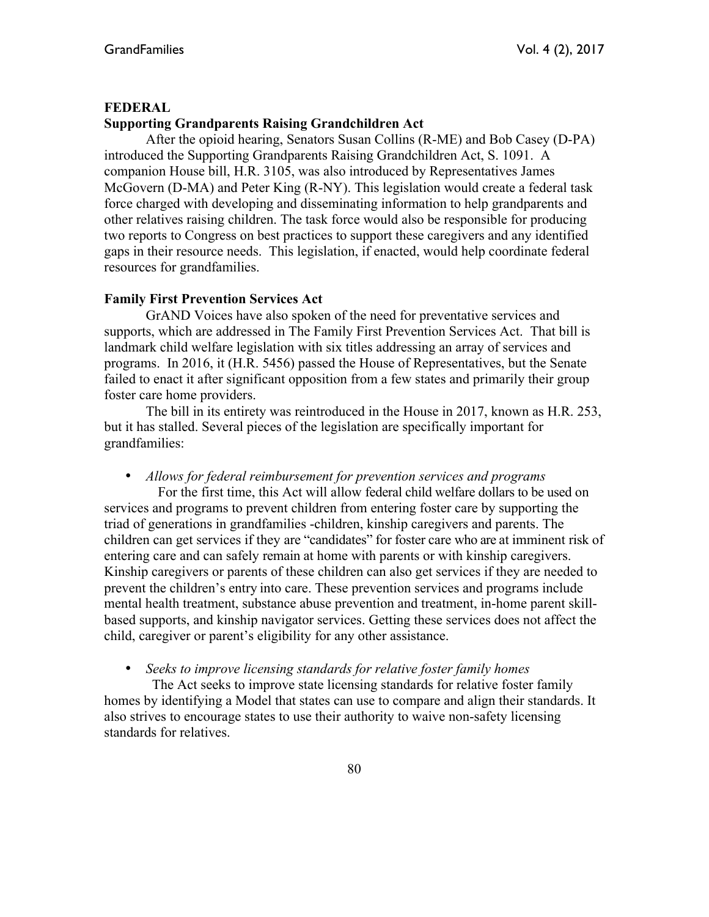## FEDERAL

### Supporting Grandparents Raising Grandchildren Act

After the opioid hearing, Senators Susan Collins (R-ME) and Bob Casey (D-PA) introduced the Supporting Grandparents Raising Grandchildren Act, S. 1091. A companion House bill, H.R. 3105, was also introduced by Representatives James McGovern (D-MA) and Peter King (R-NY). This legislation would create a federal task force charged with developing and disseminating information to help grandparents and other relatives raising children. The task force would also be responsible for producing two reports to Congress on best practices to support these caregivers and any identified gaps in their resource needs. This legislation, if enacted, would help coordinate federal resources for grandfamilies.

### Family First Prevention Services Act

GrAND Voices have also spoken of the need for preventative services and supports, which are addressed in The Family First Prevention Services Act. That bill is landmark child welfare legislation with six titles addressing an array of services and programs. In 2016, it (H.R. 5456) passed the House of Representatives, but the Senate failed to enact it after significant opposition from a few states and primarily their group foster care home providers.

The bill in its entirety was reintroduced in the House in 2017, known as H.R. 253, but it has stalled. Several pieces of the legislation are specifically important for grandfamilies:

- *Allows for federal reimbursement for prevention services and programs*

For the first time, this Act will allow federal child welfare dollars to be used on services and programs to prevent children from entering foster care by supporting the triad of generations in grandfamilies -children, kinship caregivers and parents. The children can get services if they are "candidates" for foster care who are at imminent risk of entering care and can safely remain at home with parents or with kinship caregivers. Kinship caregivers or parents of these children can also get services if they are needed to prevent the children's entry into care. These prevention services and programs include mental health treatment, substance abuse prevention and treatment, in-home parent skill-based supports, and kinship navigator services. Getting these services does not affect the child, caregiver or parent's eligibility for any other assistance.

- *Seeks to improve licensing standards for relative foster family homes*

The Act seeks to improve state licensing standards for relative foster family homes by identifying a Model that states can use to compare and align their standards. It also strives to encourage states to use their authority to waive non-safety licensing standards for relatives.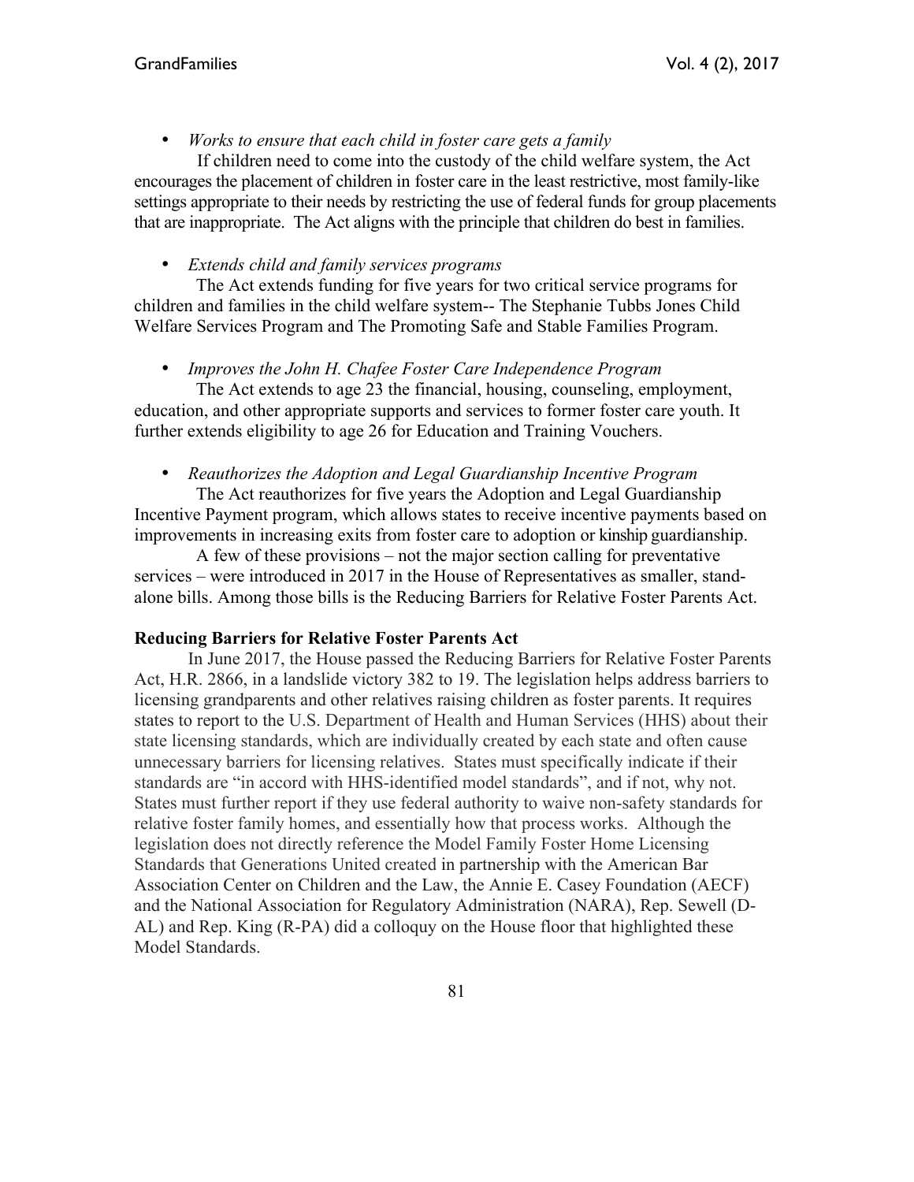- *Works to ensure that each child in foster care gets a family*

  If children need to come into the custody of the child welfare system, the Act encourages the placement of children in foster care in the least restrictive, most family-like settings appropriate to their needs by restricting the use of federal funds for group placements that are inappropriate. The Act aligns with the principle that children do best in families.

- *Extends child and family services programs*

  The Act extends funding for five years for two critical service programs for children and families in the child welfare system-- The Stephanie Tubbs Jones Child Welfare Services Program and The Promoting Safe and Stable Families Program.

- *Improves the John H. Chafee Foster Care Independence Program*

  The Act extends to age 23 the financial, housing, counseling, employment, education, and other appropriate supports and services to former foster care youth. It further extends eligibility to age 26 for Education and Training Vouchers.

- *Reauthorizes the Adoption and Legal Guardianship Incentive Program*

  The Act reauthorizes for five years the Adoption and Legal Guardianship Incentive Payment program, which allows states to receive incentive payments based on improvements in increasing exits from foster care to adoption or kinship guardianship.

A few of these provisions – not the major section calling for preventative services – were introduced in 2017 in the House of Representatives as smaller, stand-alone bills. Among those bills is the Reducing Barriers for Relative Foster Parents Act.

**Reducing Barriers for Relative Foster Parents Act**

In June 2017, the House passed the Reducing Barriers for Relative Foster Parents Act, H.R. 2866, in a landslide victory 382 to 19. The legislation helps address barriers to licensing grandparents and other relatives raising children as foster parents. It requires states to report to the U.S. Department of Health and Human Services (HHS) about their state licensing standards, which are individually created by each state and often cause unnecessary barriers for licensing relatives. States must specifically indicate if their standards are "in accord with HHS-identified model standards", and if not, why not. States must further report if they use federal authority to waive non-safety standards for relative foster family homes, and essentially how that process works. Although the legislation does not directly reference the Model Family Foster Home Licensing Standards that Generations United created in partnership with the American Bar Association Center on Children and the Law, the Annie E. Casey Foundation (AECF) and the National Association for Regulatory Administration (NARA), Rep. Sewell (D-AL) and Rep. King (R-PA) did a colloquy on the House floor that highlighted these Model Standards.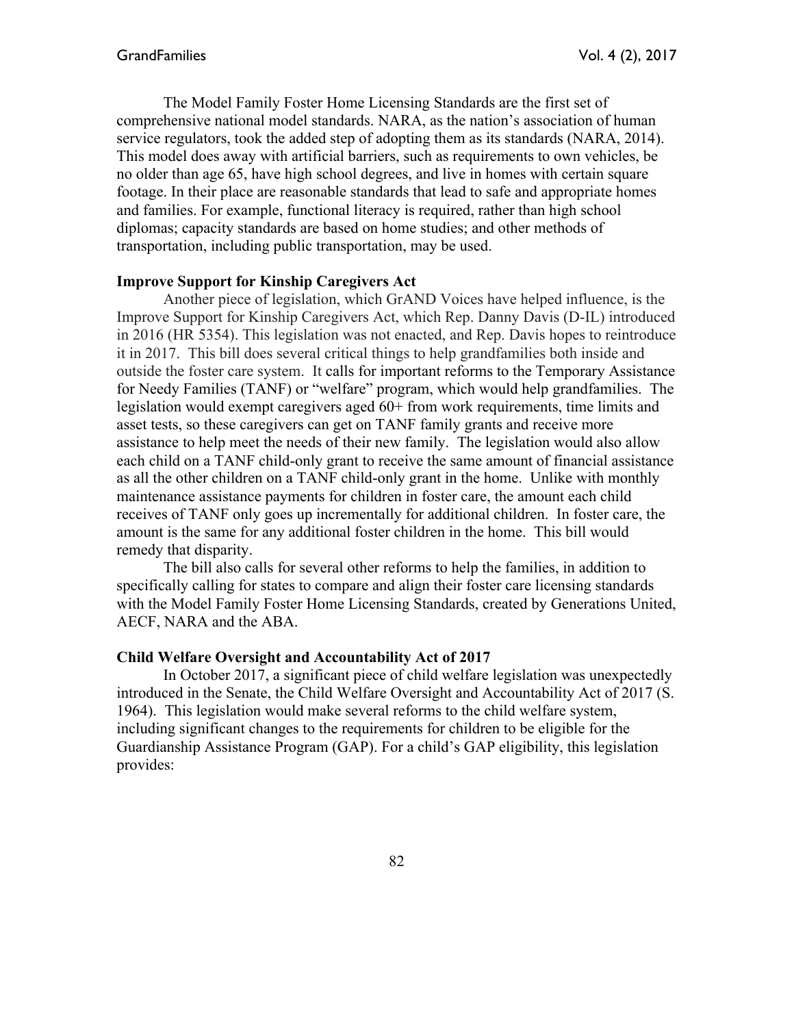The Model Family Foster Home Licensing Standards are the first set of comprehensive national model standards. NARA, as the nation's association of human service regulators, took the added step of adopting them as its standards (NARA, 2014). This model does away with artificial barriers, such as requirements to own vehicles, be no older than age 65, have high school degrees, and live in homes with certain square footage. In their place are reasonable standards that lead to safe and appropriate homes and families. For example, functional literacy is required, rather than high school diplomas; capacity standards are based on home studies; and other methods of transportation, including public transportation, may be used.

### Improve Support for Kinship Caregivers Act

Another piece of legislation, which GrAND Voices have helped influence, is the Improve Support for Kinship Caregivers Act, which Rep. Danny Davis (D-IL) introduced in 2016 (HR 5354). This legislation was not enacted, and Rep. Davis hopes to reintroduce it in 2017. This bill does several critical things to help grandfamilies both inside and outside the foster care system. It calls for important reforms to the Temporary Assistance for Needy Families (TANF) or "welfare" program, which would help grandfamilies. The legislation would exempt caregivers aged 60+ from work requirements, time limits and asset tests, so these caregivers can get on TANF family grants and receive more assistance to help meet the needs of their new family. The legislation would also allow each child on a TANF child-only grant to receive the same amount of financial assistance as all the other children on a TANF child-only grant in the home. Unlike with monthly maintenance assistance payments for children in foster care, the amount each child receives of TANF only goes up incrementally for additional children. In foster care, the amount is the same for any additional foster children in the home. This bill would remedy that disparity.

The bill also calls for several other reforms to help the families, in addition to specifically calling for states to compare and align their foster care licensing standards with the Model Family Foster Home Licensing Standards, created by Generations United, AECF, NARA and the ABA.

### Child Welfare Oversight and Accountability Act of 2017

In October 2017, a significant piece of child welfare legislation was unexpectedly introduced in the Senate, the Child Welfare Oversight and Accountability Act of 2017 (S. 1964). This legislation would make several reforms to the child welfare system, including significant changes to the requirements for children to be eligible for the Guardianship Assistance Program (GAP). For a child's GAP eligibility, this legislation provides: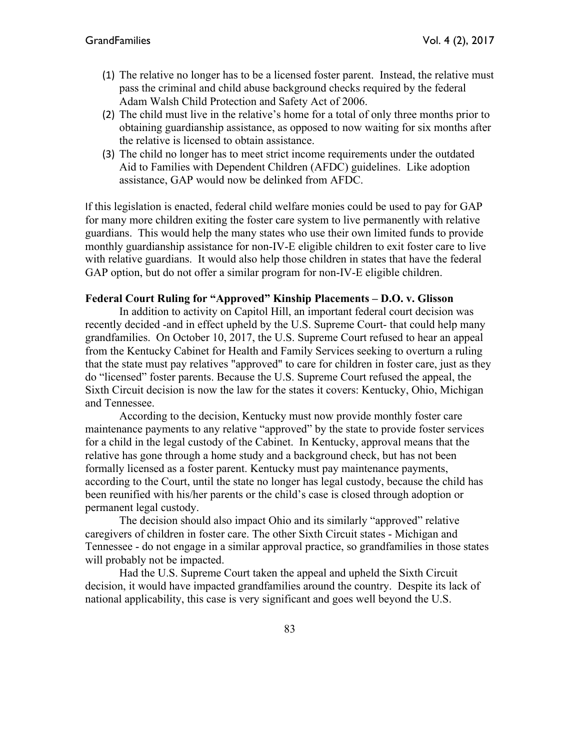(1) The relative no longer has to be a licensed foster parent. Instead, the relative must pass the criminal and child abuse background checks required by the federal Adam Walsh Child Protection and Safety Act of 2006.
(2) The child must live in the relative's home for a total of only three months prior to obtaining guardianship assistance, as opposed to now waiting for six months after the relative is licensed to obtain assistance.
(3) The child no longer has to meet strict income requirements under the outdated Aid to Families with Dependent Children (AFDC) guidelines. Like adoption assistance, GAP would now be delinked from AFDC.

If this legislation is enacted, federal child welfare monies could be used to pay for GAP for many more children exiting the foster care system to live permanently with relative guardians. This would help the many states who use their own limited funds to provide monthly guardianship assistance for non-IV-E eligible children to exit foster care to live with relative guardians. It would also help those children in states that have the federal GAP option, but do not offer a similar program for non-IV-E eligible children.

**Federal Court Ruling for "Approved" Kinship Placements – D.O. v. Glisson**

In addition to activity on Capitol Hill, an important federal court decision was recently decided -and in effect upheld by the U.S. Supreme Court- that could help many grandfamilies. On October 10, 2017, the U.S. Supreme Court refused to hear an appeal from the Kentucky Cabinet for Health and Family Services seeking to overturn a ruling that the state must pay relatives "approved" to care for children in foster care, just as they do "licensed" foster parents. Because the U.S. Supreme Court refused the appeal, the Sixth Circuit decision is now the law for the states it covers: Kentucky, Ohio, Michigan and Tennessee.

According to the decision, Kentucky must now provide monthly foster care maintenance payments to any relative "approved" by the state to provide foster services for a child in the legal custody of the Cabinet. In Kentucky, approval means that the relative has gone through a home study and a background check, but has not been formally licensed as a foster parent. Kentucky must pay maintenance payments, according to the Court, until the state no longer has legal custody, because the child has been reunified with his/her parents or the child's case is closed through adoption or permanent legal custody.

The decision should also impact Ohio and its similarly "approved" relative caregivers of children in foster care. The other Sixth Circuit states - Michigan and Tennessee - do not engage in a similar approval practice, so grandfamilies in those states will probably not be impacted.

Had the U.S. Supreme Court taken the appeal and upheld the Sixth Circuit decision, it would have impacted grandfamilies around the country. Despite its lack of national applicability, this case is very significant and goes well beyond the U.S.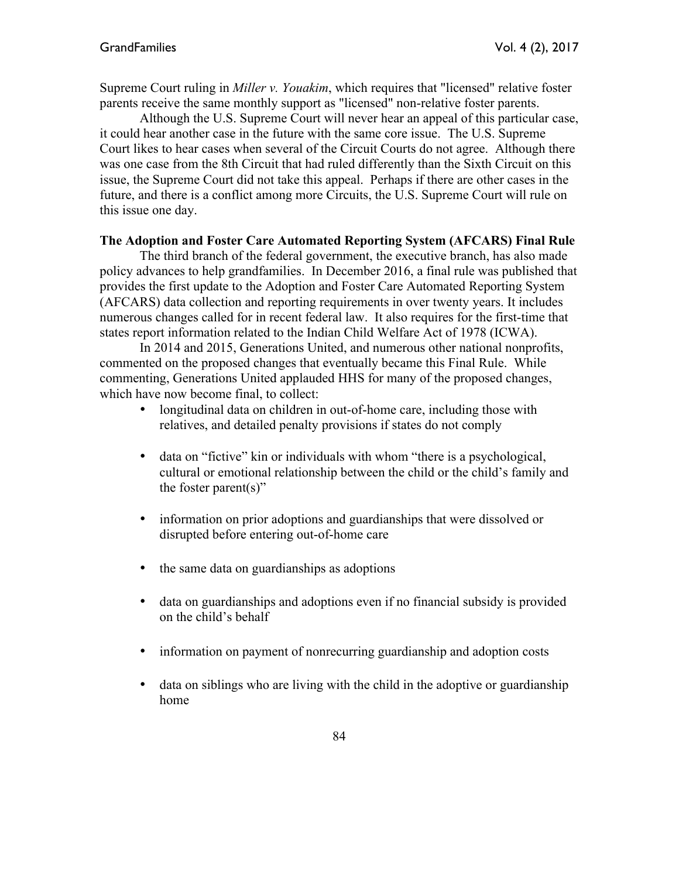Supreme Court ruling in *Miller v. Youakim*, which requires that "licensed" relative foster parents receive the same monthly support as "licensed" non-relative foster parents.

Although the U.S. Supreme Court will never hear an appeal of this particular case, it could hear another case in the future with the same core issue. The U.S. Supreme Court likes to hear cases when several of the Circuit Courts do not agree. Although there was one case from the 8th Circuit that had ruled differently than the Sixth Circuit on this issue, the Supreme Court did not take this appeal. Perhaps if there are other cases in the future, and there is a conflict among more Circuits, the U.S. Supreme Court will rule on this issue one day.

**The Adoption and Foster Care Automated Reporting System (AFCARS) Final Rule**

The third branch of the federal government, the executive branch, has also made policy advances to help grandfamilies. In December 2016, a final rule was published that provides the first update to the Adoption and Foster Care Automated Reporting System (AFCARS) data collection and reporting requirements in over twenty years. It includes numerous changes called for in recent federal law. It also requires for the first-time that states report information related to the Indian Child Welfare Act of 1978 (ICWA).

In 2014 and 2015, Generations United, and numerous other national nonprofits, commented on the proposed changes that eventually became this Final Rule. While commenting, Generations United applauded HHS for many of the proposed changes, which have now become final, to collect:

- longitudinal data on children in out-of-home care, including those with relatives, and detailed penalty provisions if states do not comply
- data on "fictive" kin or individuals with whom "there is a psychological, cultural or emotional relationship between the child or the child's family and the foster parent(s)"
- information on prior adoptions and guardianships that were dissolved or disrupted before entering out-of-home care
- the same data on guardianships as adoptions
- data on guardianships and adoptions even if no financial subsidy is provided on the child's behalf
- information on payment of nonrecurring guardianship and adoption costs
- data on siblings who are living with the child in the adoptive or guardianship home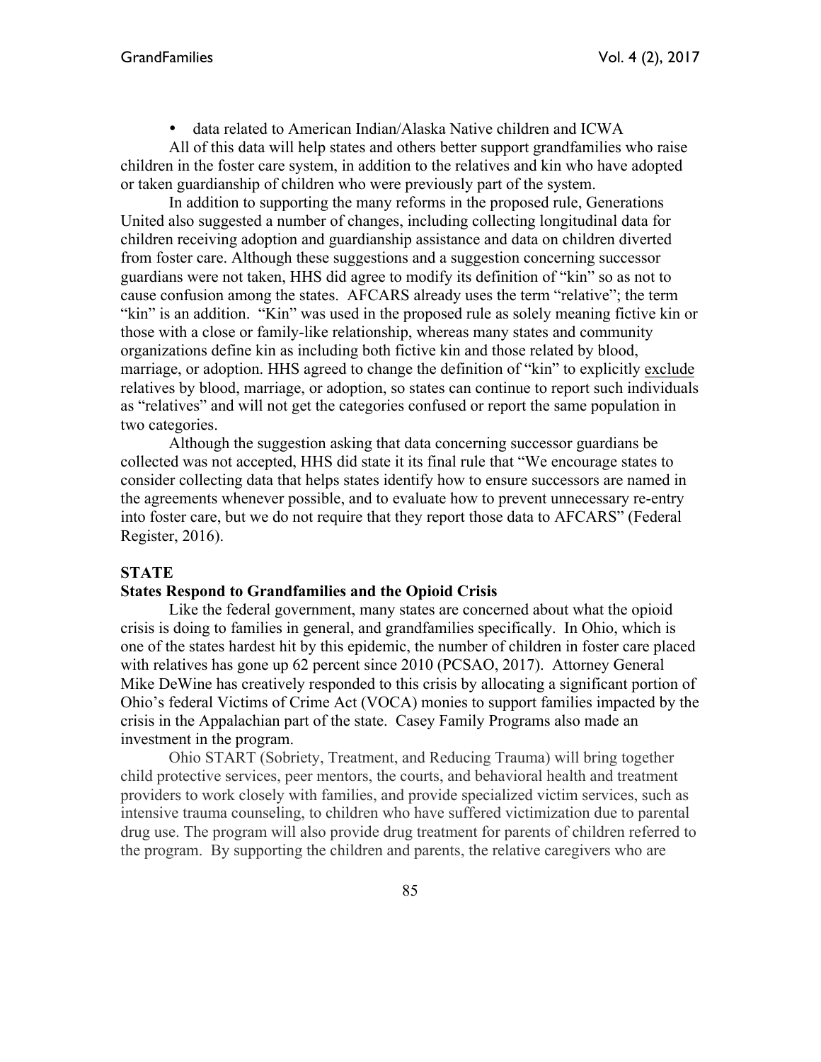- data related to American Indian/Alaska Native children and ICWA

All of this data will help states and others better support grandfamilies who raise children in the foster care system, in addition to the relatives and kin who have adopted or taken guardianship of children who were previously part of the system.

In addition to supporting the many reforms in the proposed rule, Generations United also suggested a number of changes, including collecting longitudinal data for children receiving adoption and guardianship assistance and data on children diverted from foster care. Although these suggestions and a suggestion concerning successor guardians were not taken, HHS did agree to modify its definition of "kin" so as not to cause confusion among the states. AFCARS already uses the term "relative"; the term "kin" is an addition. "Kin" was used in the proposed rule as solely meaning fictive kin or those with a close or family-like relationship, whereas many states and community organizations define kin as including both fictive kin and those related by blood, marriage, or adoption. HHS agreed to change the definition of "kin" to explicitly <u>exclude</u> relatives by blood, marriage, or adoption, so states can continue to report such individuals as "relatives" and will not get the categories confused or report the same population in two categories.

Although the suggestion asking that data concerning successor guardians be collected was not accepted, HHS did state it its final rule that "We encourage states to consider collecting data that helps states identify how to ensure successors are named in the agreements whenever possible, and to evaluate how to prevent unnecessary re-entry into foster care, but we do not require that they report those data to AFCARS" (Federal Register, 2016).

**STATE**

**States Respond to Grandfamilies and the Opioid Crisis**

Like the federal government, many states are concerned about what the opioid crisis is doing to families in general, and grandfamilies specifically. In Ohio, which is one of the states hardest hit by this epidemic, the number of children in foster care placed with relatives has gone up 62 percent since 2010 (PCSAO, 2017). Attorney General Mike DeWine has creatively responded to this crisis by allocating a significant portion of Ohio's federal Victims of Crime Act (VOCA) monies to support families impacted by the crisis in the Appalachian part of the state. Casey Family Programs also made an investment in the program.

Ohio START (Sobriety, Treatment, and Reducing Trauma) will bring together child protective services, peer mentors, the courts, and behavioral health and treatment providers to work closely with families, and provide specialized victim services, such as intensive trauma counseling, to children who have suffered victimization due to parental drug use. The program will also provide drug treatment for parents of children referred to the program. By supporting the children and parents, the relative caregivers who are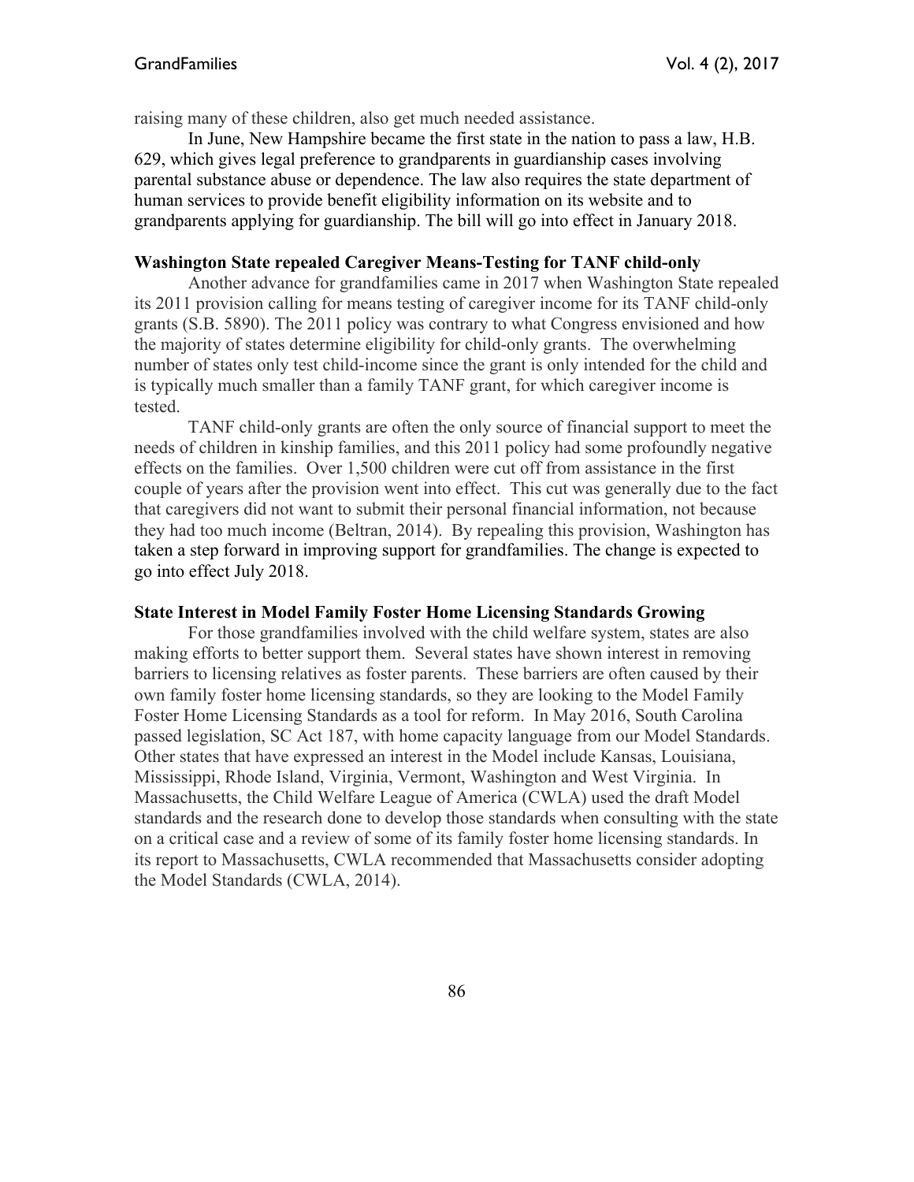raising many of these children, also get much needed assistance.

In June, New Hampshire became the first state in the nation to pass a law, H.B. 629, which gives legal preference to grandparents in guardianship cases involving parental substance abuse or dependence. The law also requires the state department of human services to provide benefit eligibility information on its website and to grandparents applying for guardianship. The bill will go into effect in January 2018.

**Washington State repealed Caregiver Means-Testing for TANF child-only**

Another advance for grandfamilies came in 2017 when Washington State repealed its 2011 provision calling for means testing of caregiver income for its TANF child-only grants (S.B. 5890). The 2011 policy was contrary to what Congress envisioned and how the majority of states determine eligibility for child-only grants. The overwhelming number of states only test child-income since the grant is only intended for the child and is typically much smaller than a family TANF grant, for which caregiver income is tested.

TANF child-only grants are often the only source of financial support to meet the needs of children in kinship families, and this 2011 policy had some profoundly negative effects on the families. Over 1,500 children were cut off from assistance in the first couple of years after the provision went into effect. This cut was generally due to the fact that caregivers did not want to submit their personal financial information, not because they had too much income (Beltran, 2014). By repealing this provision, Washington has taken a step forward in improving support for grandfamilies. The change is expected to go into effect July 2018.

**State Interest in Model Family Foster Home Licensing Standards Growing**

For those grandfamilies involved with the child welfare system, states are also making efforts to better support them. Several states have shown interest in removing barriers to licensing relatives as foster parents. These barriers are often caused by their own family foster home licensing standards, so they are looking to the Model Family Foster Home Licensing Standards as a tool for reform. In May 2016, South Carolina passed legislation, SC Act 187, with home capacity language from our Model Standards. Other states that have expressed an interest in the Model include Kansas, Louisiana, Mississippi, Rhode Island, Virginia, Vermont, Washington and West Virginia. In Massachusetts, the Child Welfare League of America (CWLA) used the draft Model standards and the research done to develop those standards when consulting with the state on a critical case and a review of some of its family foster home licensing standards. In its report to Massachusetts, CWLA recommended that Massachusetts consider adopting the Model Standards (CWLA, 2014).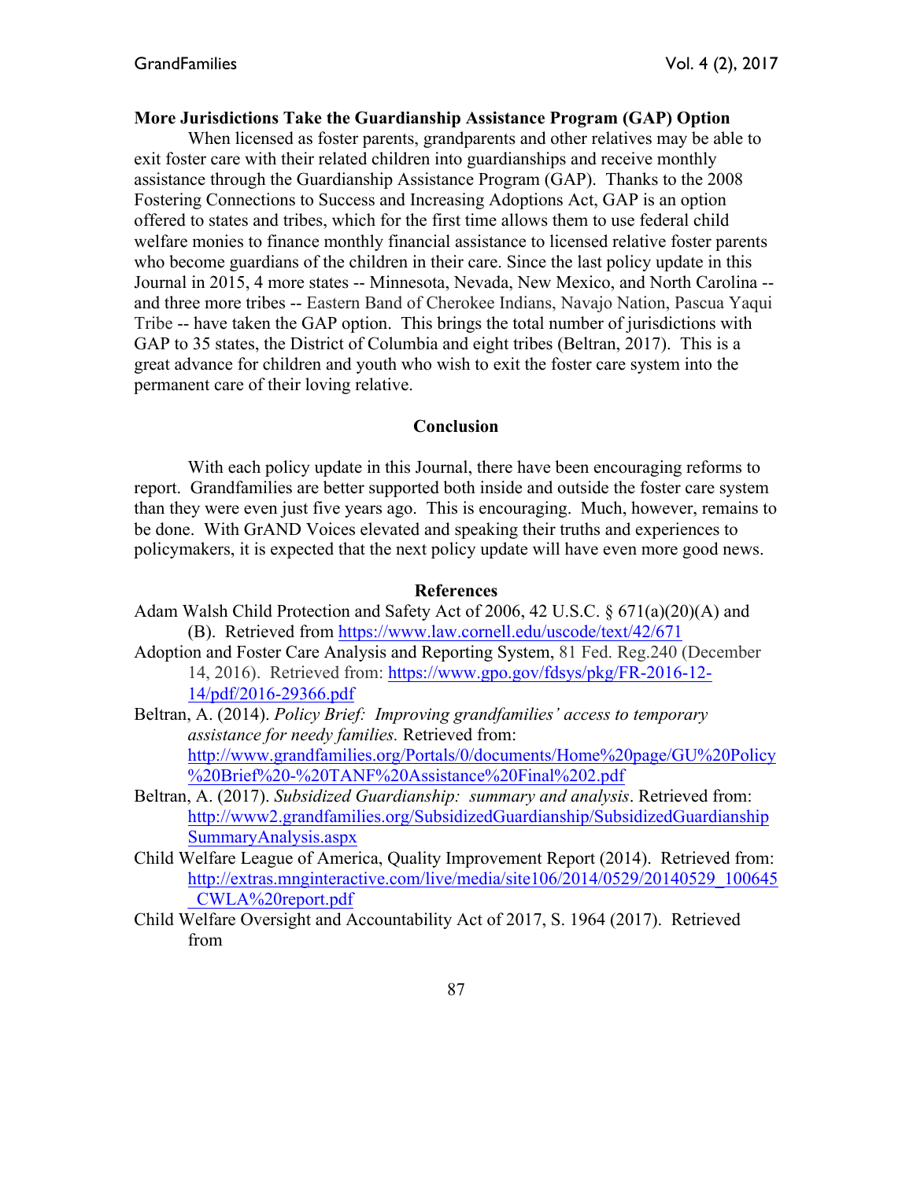**More Jurisdictions Take the Guardianship Assistance Program (GAP) Option**

When licensed as foster parents, grandparents and other relatives may be able to exit foster care with their related children into guardianships and receive monthly assistance through the Guardianship Assistance Program (GAP). Thanks to the 2008 Fostering Connections to Success and Increasing Adoptions Act, GAP is an option offered to states and tribes, which for the first time allows them to use federal child welfare monies to finance monthly financial assistance to licensed relative foster parents who become guardians of the children in their care. Since the last policy update in this Journal in 2015, 4 more states -- Minnesota, Nevada, New Mexico, and North Carolina -- and three more tribes -- Eastern Band of Cherokee Indians, Navajo Nation, Pascua Yaqui Tribe -- have taken the GAP option. This brings the total number of jurisdictions with GAP to 35 states, the District of Columbia and eight tribes (Beltran, 2017). This is a great advance for children and youth who wish to exit the foster care system into the permanent care of their loving relative.

## Conclusion

With each policy update in this Journal, there have been encouraging reforms to report. Grandfamilies are better supported both inside and outside the foster care system than they were even just five years ago. This is encouraging. Much, however, remains to be done. With GrAND Voices elevated and speaking their truths and experiences to policymakers, it is expected that the next policy update will have even more good news.

## References

Adam Walsh Child Protection and Safety Act of 2006, 42 U.S.C. § 671(a)(20)(A) and (B). Retrieved from https://www.law.cornell.edu/uscode/text/42/671

Adoption and Foster Care Analysis and Reporting System, 81 Fed. Reg.240 (December 14, 2016). Retrieved from: https://www.gpo.gov/fdsys/pkg/FR-2016-12-14/pdf/2016-29366.pdf

Beltran, A. (2014). *Policy Brief: Improving grandfamilies' access to temporary assistance for needy families.* Retrieved from: http://www.grandfamilies.org/Portals/0/documents/Home%20page/GU%20Policy%20Brief%20-%20TANF%20Assistance%20Final%202.pdf

Beltran, A. (2017). *Subsidized Guardianship: summary and analysis*. Retrieved from: http://www2.grandfamilies.org/SubsidizedGuardianship/SubsidizedGuardianshipSummaryAnalysis.aspx

Child Welfare League of America, Quality Improvement Report (2014). Retrieved from: http://extras.mnginteractive.com/live/media/site106/2014/0529/20140529_100645_CWLA%20report.pdf

Child Welfare Oversight and Accountability Act of 2017, S. 1964 (2017). Retrieved from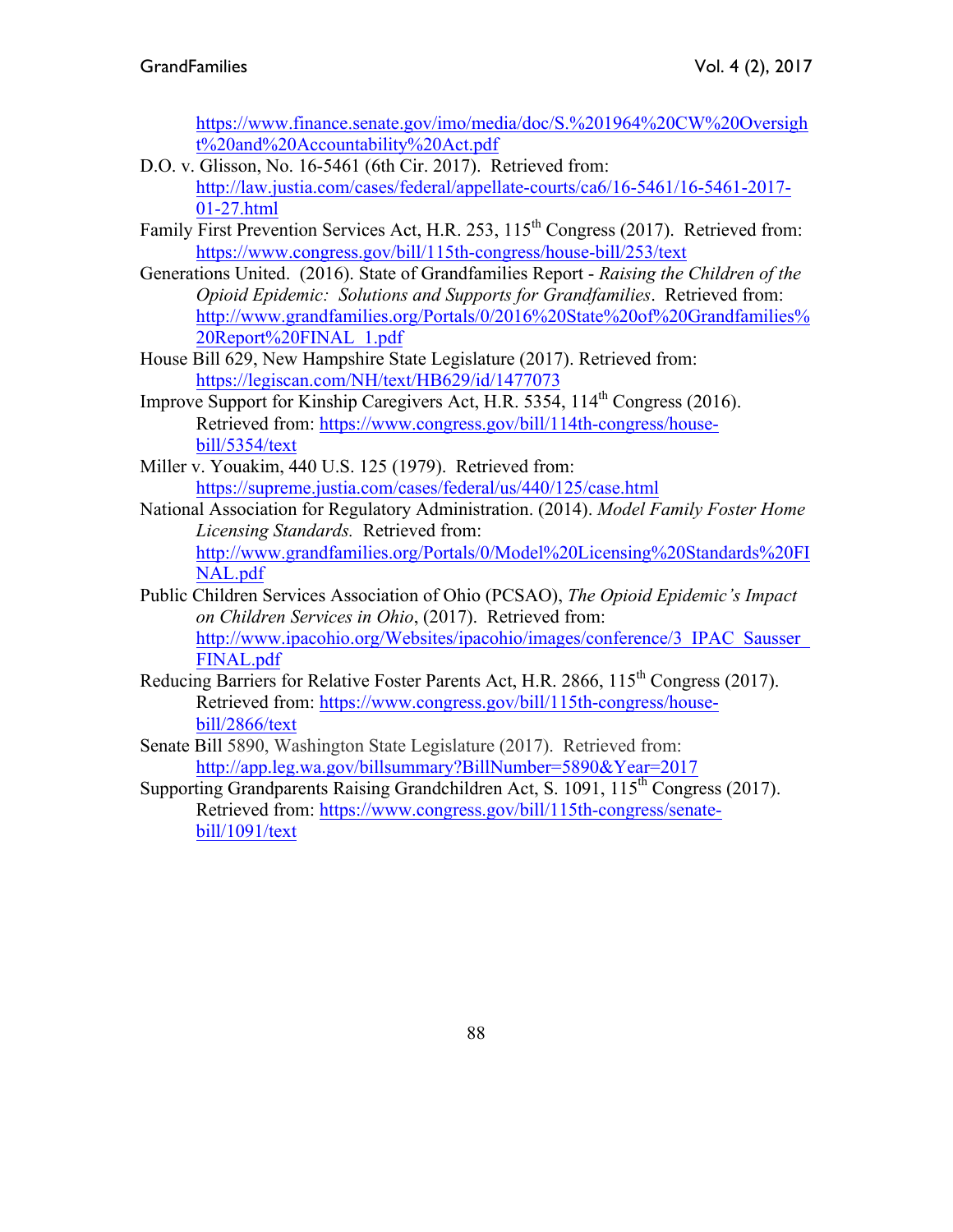https://www.finance.senate.gov/imo/media/doc/S.%201964%20CW%20Oversight%20and%20Accountability%20Act.pdf

D.O. v. Glisson, No. 16-5461 (6th Cir. 2017). Retrieved from: http://law.justia.com/cases/federal/appellate-courts/ca6/16-5461/16-5461-2017-01-27.html

Family First Prevention Services Act, H.R. 253, 115th Congress (2017). Retrieved from: https://www.congress.gov/bill/115th-congress/house-bill/253/text

Generations United. (2016). State of Grandfamilies Report - *Raising the Children of the Opioid Epidemic: Solutions and Supports for Grandfamilies*. Retrieved from: http://www.grandfamilies.org/Portals/0/2016%20State%20of%20Grandfamilies%20Report%20FINAL_1.pdf

House Bill 629, New Hampshire State Legislature (2017). Retrieved from: https://legiscan.com/NH/text/HB629/id/1477073

Improve Support for Kinship Caregivers Act, H.R. 5354, 114th Congress (2016). Retrieved from: https://www.congress.gov/bill/114th-congress/house-bill/5354/text

Miller v. Youakim, 440 U.S. 125 (1979). Retrieved from: https://supreme.justia.com/cases/federal/us/440/125/case.html

National Association for Regulatory Administration. (2014). *Model Family Foster Home Licensing Standards.* Retrieved from: http://www.grandfamilies.org/Portals/0/Model%20Licensing%20Standards%20FINAL.pdf

Public Children Services Association of Ohio (PCSAO), *The Opioid Epidemic's Impact on Children Services in Ohio*, (2017). Retrieved from: http://www.ipacohio.org/Websites/ipacohio/images/conference/3_IPAC_Sausser_FINAL.pdf

Reducing Barriers for Relative Foster Parents Act, H.R. 2866, 115th Congress (2017). Retrieved from: https://www.congress.gov/bill/115th-congress/house-bill/2866/text

Senate Bill 5890, Washington State Legislature (2017). Retrieved from: http://app.leg.wa.gov/billsummary?BillNumber=5890&Year=2017

Supporting Grandparents Raising Grandchildren Act, S. 1091, 115th Congress (2017). Retrieved from: https://www.congress.gov/bill/115th-congress/senate-bill/1091/text